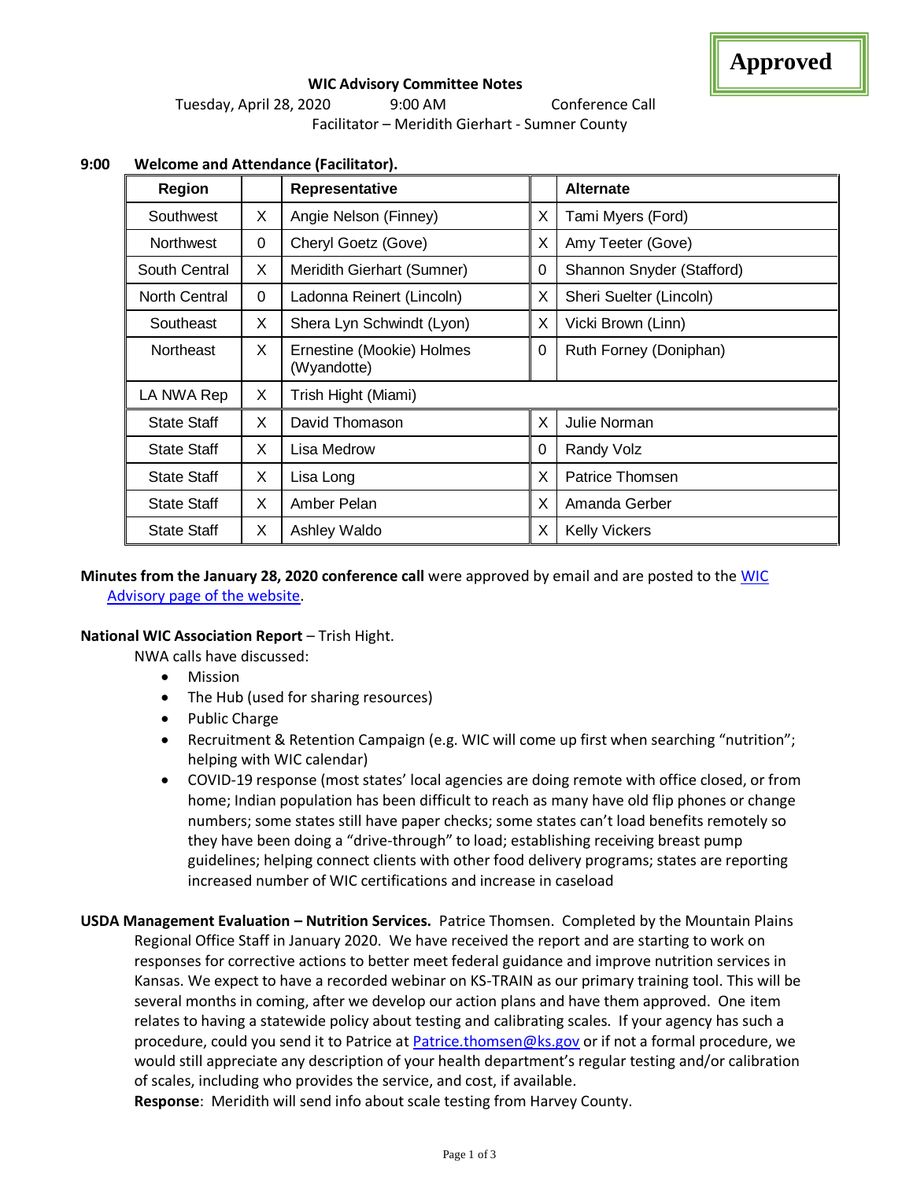**Approved**

**WIC Advisory Committee Notes**

Tuesday, April 28, 2020 9:00 AM Conference Call

Facilitator – Meridith Gierhart - Sumner County

**9:00 Welcome and Attendance (Facilitator).**

| Region | | Representative | | Alternate |
|---|---|---|---|---|
| Southwest | X | Angie Nelson (Finney) | X | Tami Myers (Ford) |
| Northwest | 0 | Cheryl Goetz (Gove) | X | Amy Teeter (Gove) |
| South Central | X | Meridith Gierhart (Sumner) | 0 | Shannon Snyder (Stafford) |
| North Central | 0 | Ladonna Reinert (Lincoln) | X | Sheri Suelter (Lincoln) |
| Southeast | X | Shera Lyn Schwindt (Lyon) | X | Vicki Brown (Linn) |
| Northeast | X | Ernestine (Mookie) Holmes (Wyandotte) | 0 | Ruth Forney (Doniphan) |
| LA NWA Rep | X | Trish Hight (Miami) | | |
| State Staff | X | David Thomason | X | Julie Norman |
| State Staff | X | Lisa Medrow | 0 | Randy Volz |
| State Staff | X | Lisa Long | X | Patrice Thomsen |
| State Staff | X | Amber Pelan | X | Amanda Gerber |
| State Staff | X | Ashley Waldo | X | Kelly Vickers |

**Minutes from the January 28, 2020 conference call** were approved by email and are posted to the WIC Advisory page of the website.

**National WIC Association Report** – Trish Hight.

NWA calls have discussed:

- Mission
- The Hub (used for sharing resources)
- Public Charge
- Recruitment & Retention Campaign (e.g. WIC will come up first when searching "nutrition"; helping with WIC calendar)
- COVID-19 response (most states' local agencies are doing remote with office closed, or from home; Indian population has been difficult to reach as many have old flip phones or change numbers; some states still have paper checks; some states can't load benefits remotely so they have been doing a "drive-through" to load; establishing receiving breast pump guidelines; helping connect clients with other food delivery programs; states are reporting increased number of WIC certifications and increase in caseload

**USDA Management Evaluation – Nutrition Services.** Patrice Thomsen. Completed by the Mountain Plains Regional Office Staff in January 2020. We have received the report and are starting to work on responses for corrective actions to better meet federal guidance and improve nutrition services in Kansas. We expect to have a recorded webinar on KS-TRAIN as our primary training tool. This will be several months in coming, after we develop our action plans and have them approved. One item relates to having a statewide policy about testing and calibrating scales. If your agency has such a procedure, could you send it to Patrice at Patrice.thomsen@ks.gov or if not a formal procedure, we would still appreciate any description of your health department's regular testing and/or calibration of scales, including who provides the service, and cost, if available.

**Response**: Meridith will send info about scale testing from Harvey County.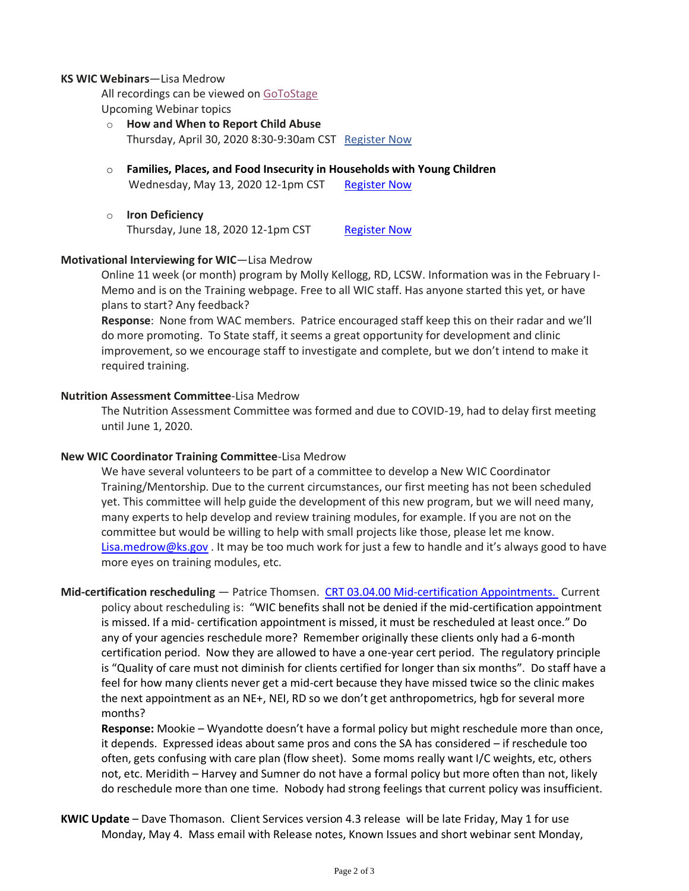**KS WIC Webinars**—Lisa Medrow

All recordings can be viewed on GoToStage

Upcoming Webinar topics

- **How and When to Report Child Abuse**
  Thursday, April 30, 2020 8:30-9:30am CST  Register Now

- **Families, Places, and Food Insecurity in Households with Young Children**
  Wednesday, May 13, 2020 12-1pm CST  Register Now

- **Iron Deficiency**
  Thursday, June 18, 2020 12-1pm CST  Register Now

**Motivational Interviewing for WIC**—Lisa Medrow

Online 11 week (or month) program by Molly Kellogg, RD, LCSW. Information was in the February I-Memo and is on the Training webpage. Free to all WIC staff. Has anyone started this yet, or have plans to start? Any feedback?

**Response**: None from WAC members. Patrice encouraged staff keep this on their radar and we'll do more promoting. To State staff, it seems a great opportunity for development and clinic improvement, so we encourage staff to investigate and complete, but we don't intend to make it required training.

**Nutrition Assessment Committee**-Lisa Medrow

The Nutrition Assessment Committee was formed and due to COVID-19, had to delay first meeting until June 1, 2020.

**New WIC Coordinator Training Committee**-Lisa Medrow

We have several volunteers to be part of a committee to develop a New WIC Coordinator Training/Mentorship. Due to the current circumstances, our first meeting has not been scheduled yet. This committee will help guide the development of this new program, but we will need many, many experts to help develop and review training modules, for example. If you are not on the committee but would be willing to help with small projects like those, please let me know. Lisa.medrow@ks.gov . It may be too much work for just a few to handle and it's always good to have more eyes on training modules, etc.

**Mid-certification rescheduling** — Patrice Thomsen. CRT 03.04.00 Mid-certification Appointments. Current policy about rescheduling is: "WIC benefits shall not be denied if the mid-certification appointment is missed. If a mid- certification appointment is missed, it must be rescheduled at least once." Do any of your agencies reschedule more? Remember originally these clients only had a 6-month certification period. Now they are allowed to have a one-year cert period. The regulatory principle is "Quality of care must not diminish for clients certified for longer than six months". Do staff have a feel for how many clients never get a mid-cert because they have missed twice so the clinic makes the next appointment as an NE+, NEI, RD so we don't get anthropometrics, hgb for several more months?

**Response:** Mookie – Wyandotte doesn't have a formal policy but might reschedule more than once, it depends. Expressed ideas about same pros and cons the SA has considered – if reschedule too often, gets confusing with care plan (flow sheet). Some moms really want I/C weights, etc, others not, etc. Meridith – Harvey and Sumner do not have a formal policy but more often than not, likely do reschedule more than one time. Nobody had strong feelings that current policy was insufficient.

**KWIC Update** – Dave Thomason. Client Services version 4.3 release will be late Friday, May 1 for use Monday, May 4. Mass email with Release notes, Known Issues and short webinar sent Monday,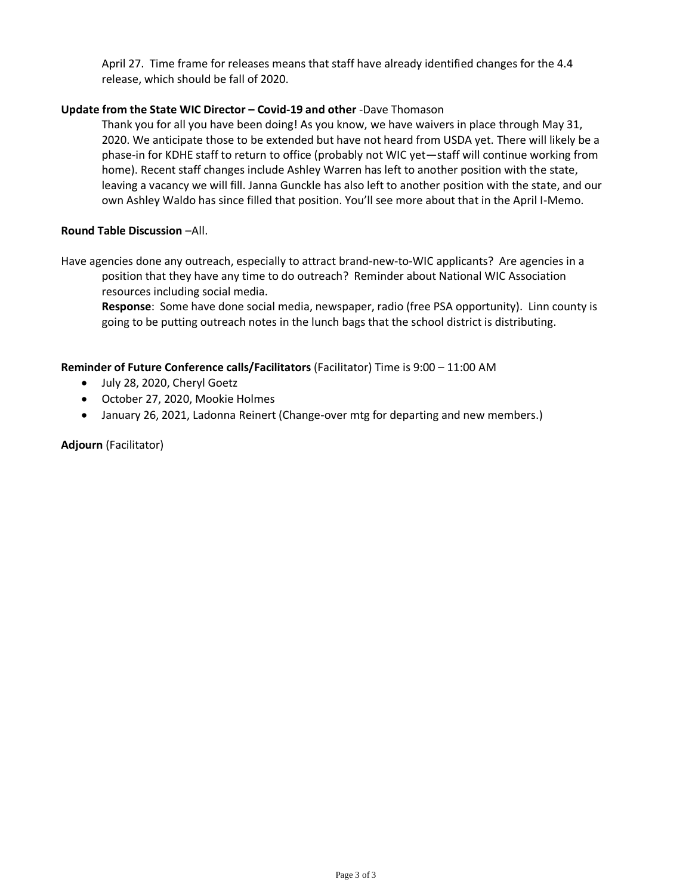April 27. Time frame for releases means that staff have already identified changes for the 4.4 release, which should be fall of 2020.

**Update from the State WIC Director – Covid-19 and other** -Dave Thomason

Thank you for all you have been doing! As you know, we have waivers in place through May 31, 2020. We anticipate those to be extended but have not heard from USDA yet. There will likely be a phase-in for KDHE staff to return to office (probably not WIC yet—staff will continue working from home). Recent staff changes include Ashley Warren has left to another position with the state, leaving a vacancy we will fill. Janna Gunckle has also left to another position with the state, and our own Ashley Waldo has since filled that position. You'll see more about that in the April I-Memo.

**Round Table Discussion** –All.

Have agencies done any outreach, especially to attract brand-new-to-WIC applicants? Are agencies in a position that they have any time to do outreach? Reminder about National WIC Association resources including social media.

**Response**: Some have done social media, newspaper, radio (free PSA opportunity). Linn county is going to be putting outreach notes in the lunch bags that the school district is distributing.

**Reminder of Future Conference calls/Facilitators** (Facilitator) Time is 9:00 – 11:00 AM

- July 28, 2020, Cheryl Goetz
- October 27, 2020, Mookie Holmes
- January 26, 2021, Ladonna Reinert (Change-over mtg for departing and new members.)

**Adjourn** (Facilitator)